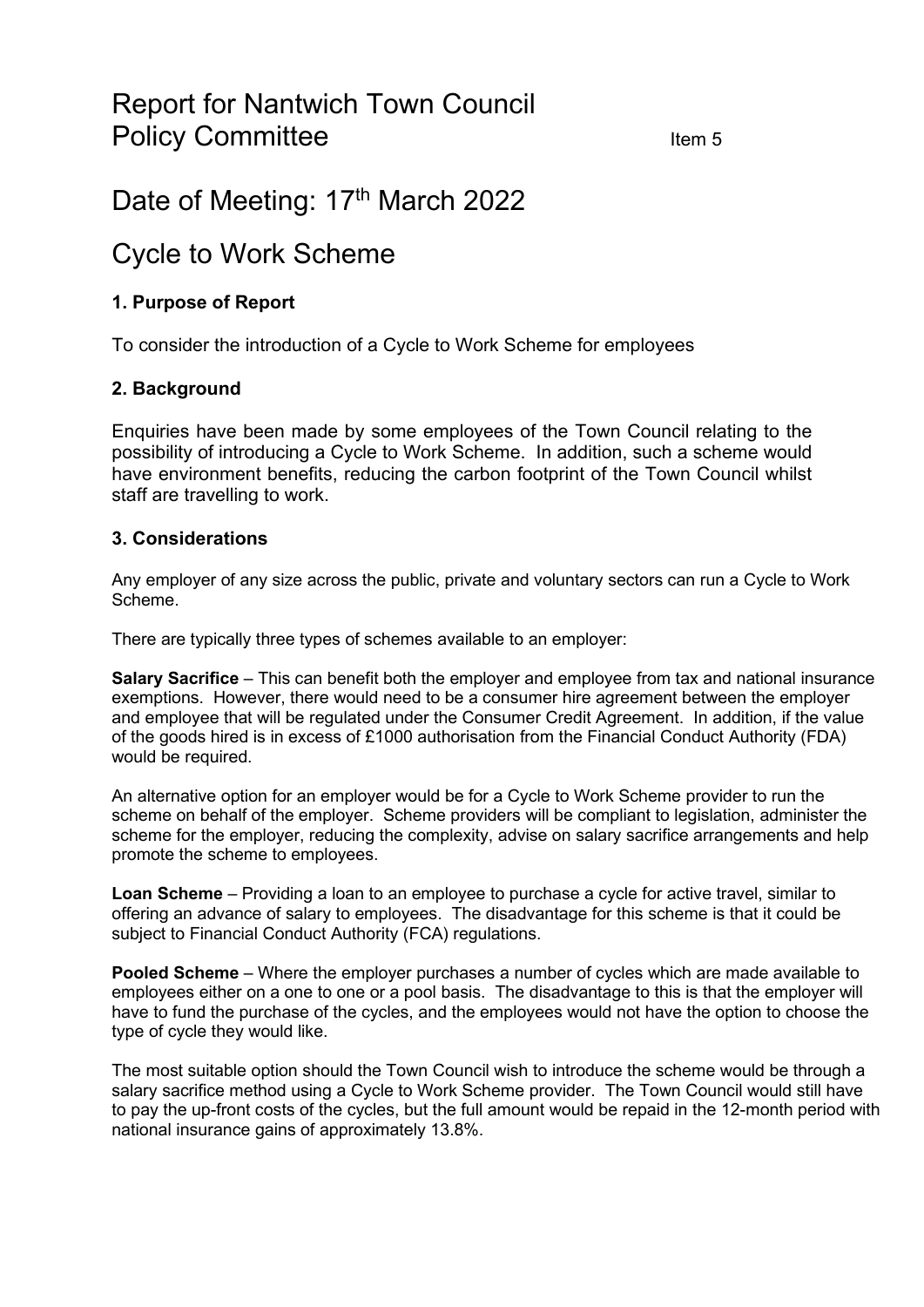# Report for Nantwich Town Council Policy Committee

Item 5

# Date of Meeting: 17th March 2022

# Cycle to Work Scheme

### 1. Purpose of Report

To consider the introduction of a Cycle to Work Scheme for employees

### 2. Background

Enquiries have been made by some employees of the Town Council relating to the possibility of introducing a Cycle to Work Scheme. In addition, such a scheme would have environment benefits, reducing the carbon footprint of the Town Council whilst staff are travelling to work.

### 3. Considerations

Any employer of any size across the public, private and voluntary sectors can run a Cycle to Work Scheme.

There are typically three types of schemes available to an employer:

**Salary Sacrifice** – This can benefit both the employer and employee from tax and national insurance exemptions. However, there would need to be a consumer hire agreement between the employer and employee that will be regulated under the Consumer Credit Agreement. In addition, if the value of the goods hired is in excess of £1000 authorisation from the Financial Conduct Authority (FDA) would be required.

An alternative option for an employer would be for a Cycle to Work Scheme provider to run the scheme on behalf of the employer. Scheme providers will be compliant to legislation, administer the scheme for the employer, reducing the complexity, advise on salary sacrifice arrangements and help promote the scheme to employees.

**Loan Scheme** – Providing a loan to an employee to purchase a cycle for active travel, similar to offering an advance of salary to employees. The disadvantage for this scheme is that it could be subject to Financial Conduct Authority (FCA) regulations.

**Pooled Scheme** – Where the employer purchases a number of cycles which are made available to employees either on a one to one or a pool basis. The disadvantage to this is that the employer will have to fund the purchase of the cycles, and the employees would not have the option to choose the type of cycle they would like.

The most suitable option should the Town Council wish to introduce the scheme would be through a salary sacrifice method using a Cycle to Work Scheme provider. The Town Council would still have to pay the up-front costs of the cycles, but the full amount would be repaid in the 12-month period with national insurance gains of approximately 13.8%.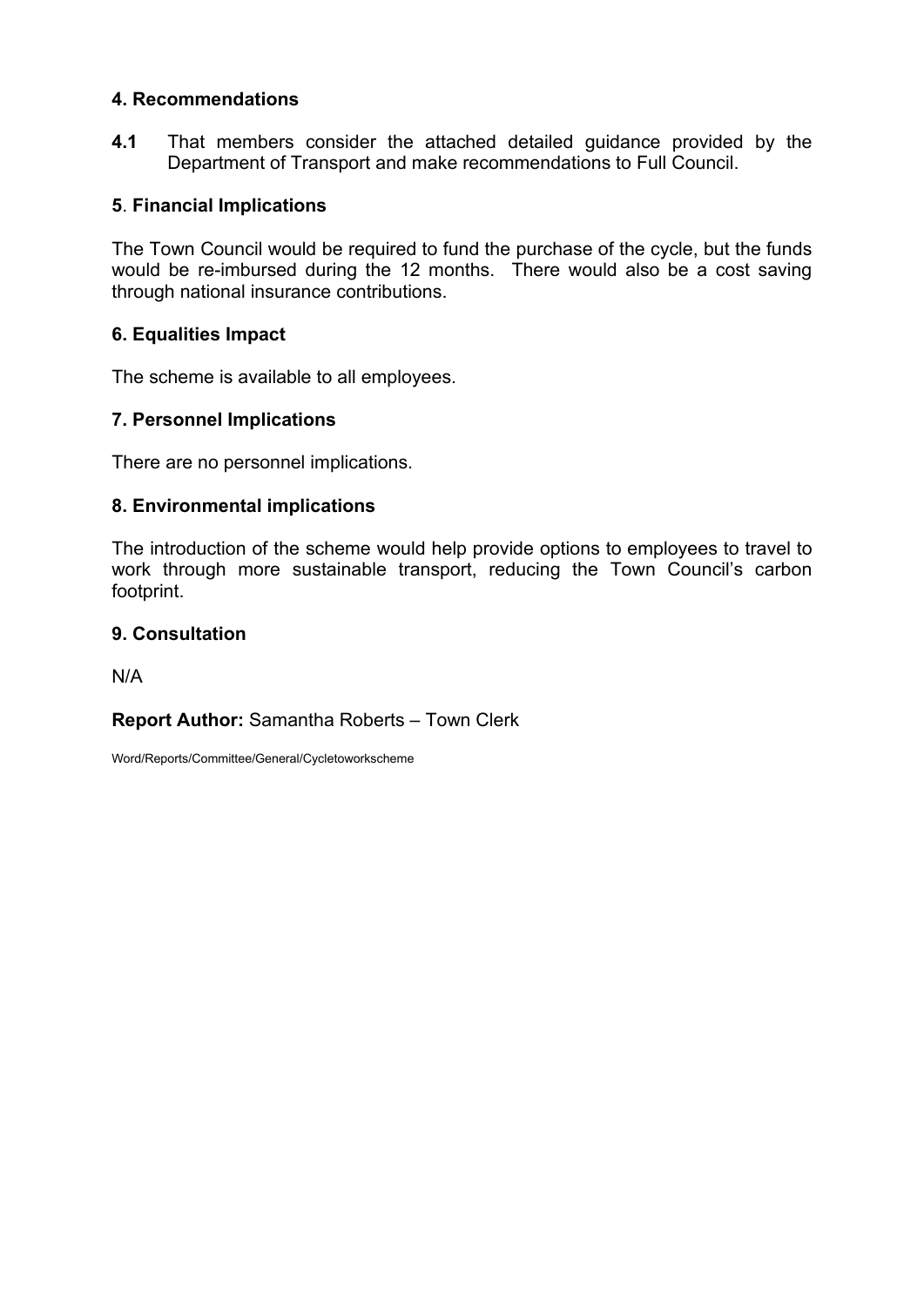## 4. Recommendations

**4.1** That members consider the attached detailed guidance provided by the Department of Transport and make recommendations to Full Council.

## 5. Financial Implications

The Town Council would be required to fund the purchase of the cycle, but the funds would be re-imbursed during the 12 months. There would also be a cost saving through national insurance contributions.

## 6. Equalities Impact

The scheme is available to all employees.

## 7. Personnel Implications

There are no personnel implications.

## 8. Environmental implications

The introduction of the scheme would help provide options to employees to travel to work through more sustainable transport, reducing the Town Council's carbon footprint.

## 9. Consultation

N/A

**Report Author:** Samantha Roberts – Town Clerk

Word/Reports/Committee/General/Cycletoworkscheme